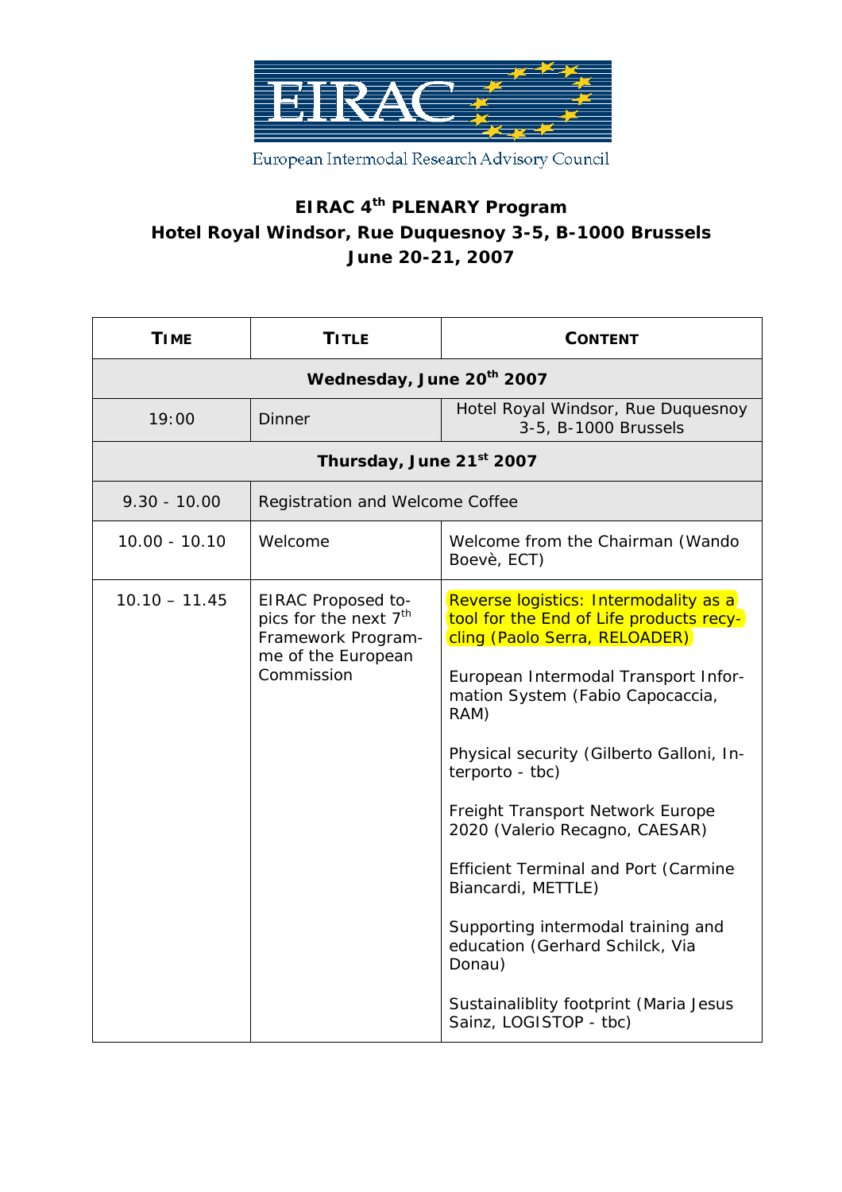EIRAC

European Intermodal Research Advisory Council

# EIRAC 4th PLENARY Program
## Hotel Royal Windsor, Rue Duquesnoy 3-5, B-1000 Brussels
## June 20-21, 2007

| TIME | TITLE | CONTENT |
|---|---|---|
| **Wednesday, June 20th 2007** | | |
| 19:00 | Dinner | Hotel Royal Windsor, Rue Duquesnoy 3-5, B-1000 Brussels |
| **Thursday, June 21st 2007** | | |
| 9.30 - 10.00 | Registration and Welcome Coffee | |
| 10.00 - 10.10 | Welcome | Welcome from the Chairman (Wando Boevè, ECT) |
| 10.10 – 11.45 | EIRAC Proposed topics for the next 7th Framework Programme of the European Commission | Reverse logistics: Intermodality as a tool for the End of Life products recycling (Paolo Serra, RELOADER)<br><br>European Intermodal Transport Information System (Fabio Capocaccia, RAM)<br><br>Physical security (Gilberto Galloni, Interporto - tbc)<br><br>Freight Transport Network Europe 2020 (Valerio Recagno, CAESAR)<br><br>Efficient Terminal and Port (Carmine Biancardi, METTLE)<br><br>Supporting intermodal training and education (Gerhard Schilck, Via Donau)<br><br>Sustainaliblity footprint (Maria Jesus Sainz, LOGISTOP - tbc) |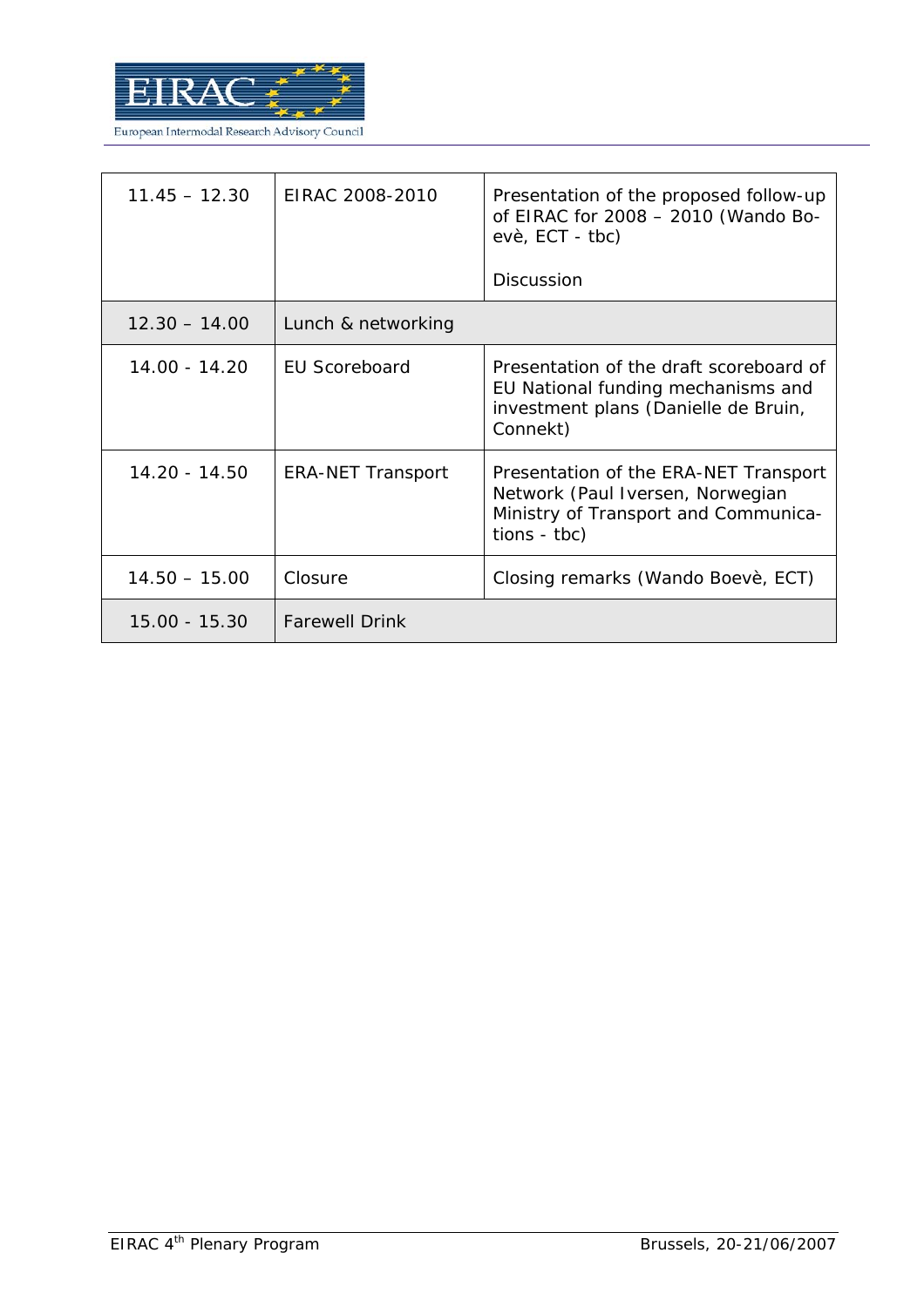| | | |
|---|---|---|
| 11.45 – 12.30 | EIRAC 2008-2010 | Presentation of the proposed follow-up of EIRAC for 2008 – 2010 (Wando Boevè, ECT - tbc)<br><br>Discussion |
| 12.30 – 14.00 | Lunch & networking | |
| 14.00 - 14.20 | EU Scoreboard | Presentation of the draft scoreboard of EU National funding mechanisms and investment plans (Danielle de Bruin, Connekt) |
| 14.20 - 14.50 | ERA-NET Transport | Presentation of the ERA-NET Transport Network (Paul Iversen, Norwegian Ministry of Transport and Communications - tbc) |
| 14.50 – 15.00 | Closure | Closing remarks (Wando Boevè, ECT) |
| 15.00 - 15.30 | Farewell Drink | |